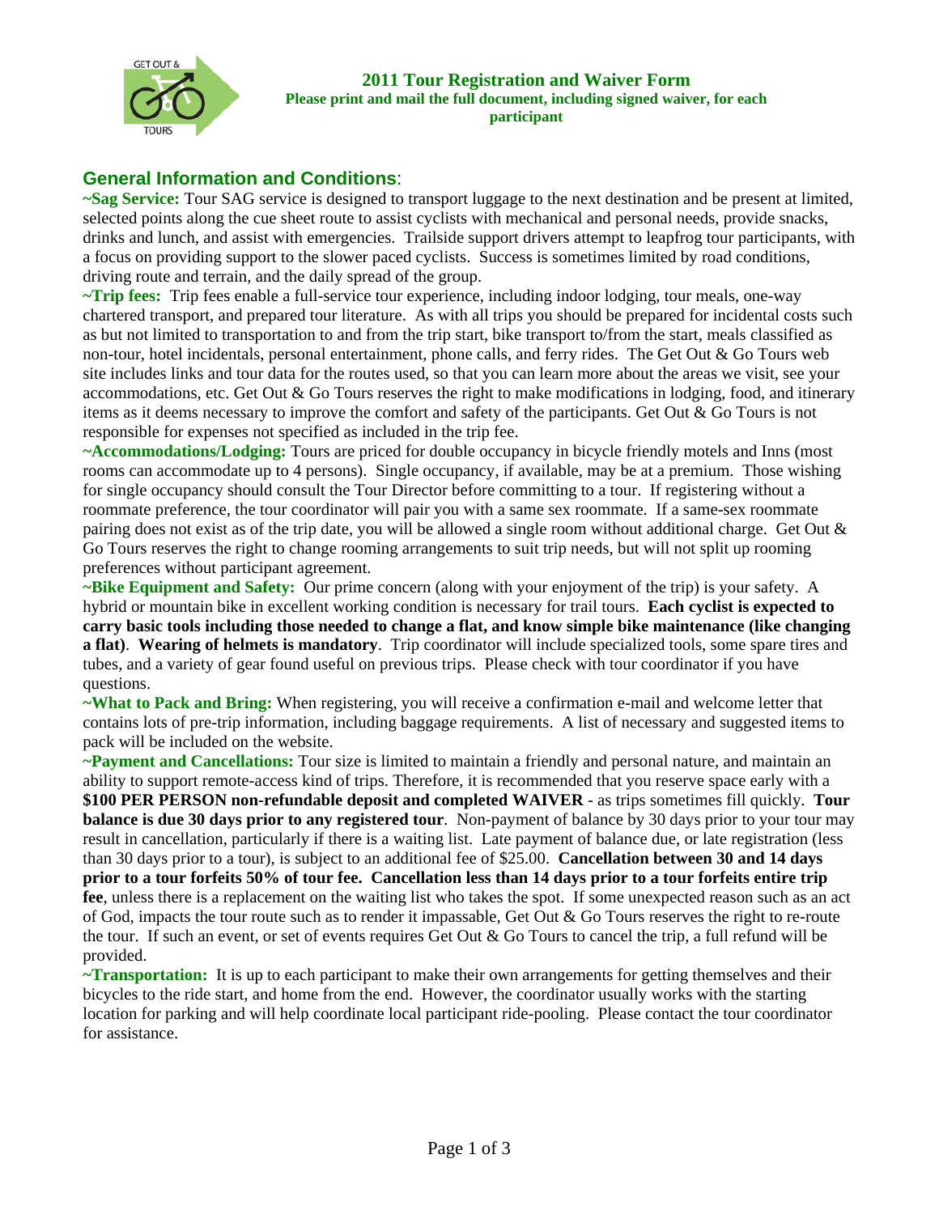# 2011 Tour Registration and Waiver Form

**Please print and mail the full document, including signed waiver, for each participant**

## General Information and Conditions:

**~Sag Service:** Tour SAG service is designed to transport luggage to the next destination and be present at limited, selected points along the cue sheet route to assist cyclists with mechanical and personal needs, provide snacks, drinks and lunch, and assist with emergencies. Trailside support drivers attempt to leapfrog tour participants, with a focus on providing support to the slower paced cyclists. Success is sometimes limited by road conditions, driving route and terrain, and the daily spread of the group.

**~Trip fees:** Trip fees enable a full-service tour experience, including indoor lodging, tour meals, one-way chartered transport, and prepared tour literature. As with all trips you should be prepared for incidental costs such as but not limited to transportation to and from the trip start, bike transport to/from the start, meals classified as non-tour, hotel incidentals, personal entertainment, phone calls, and ferry rides. The Get Out & Go Tours web site includes links and tour data for the routes used, so that you can learn more about the areas we visit, see your accommodations, etc. Get Out & Go Tours reserves the right to make modifications in lodging, food, and itinerary items as it deems necessary to improve the comfort and safety of the participants. Get Out & Go Tours is not responsible for expenses not specified as included in the trip fee.

**~Accommodations/Lodging:** Tours are priced for double occupancy in bicycle friendly motels and Inns (most rooms can accommodate up to 4 persons). Single occupancy, if available, may be at a premium. Those wishing for single occupancy should consult the Tour Director before committing to a tour. If registering without a roommate preference, the tour coordinator will pair you with a same sex roommate. If a same-sex roommate pairing does not exist as of the trip date, you will be allowed a single room without additional charge. Get Out & Go Tours reserves the right to change rooming arrangements to suit trip needs, but will not split up rooming preferences without participant agreement.

**~Bike Equipment and Safety:** Our prime concern (along with your enjoyment of the trip) is your safety. A hybrid or mountain bike in excellent working condition is necessary for trail tours. **Each cyclist is expected to carry basic tools including those needed to change a flat, and know simple bike maintenance (like changing a flat)**. **Wearing of helmets is mandatory**. Trip coordinator will include specialized tools, some spare tires and tubes, and a variety of gear found useful on previous trips. Please check with tour coordinator if you have questions.

**~What to Pack and Bring:** When registering, you will receive a confirmation e-mail and welcome letter that contains lots of pre-trip information, including baggage requirements. A list of necessary and suggested items to pack will be included on the website.

**~Payment and Cancellations:** Tour size is limited to maintain a friendly and personal nature, and maintain an ability to support remote-access kind of trips. Therefore, it is recommended that you reserve space early with a **$100 PER PERSON non-refundable deposit and completed WAIVER** - as trips sometimes fill quickly. **Tour balance is due 30 days prior to any registered tour**. Non-payment of balance by 30 days prior to your tour may result in cancellation, particularly if there is a waiting list. Late payment of balance due, or late registration (less than 30 days prior to a tour), is subject to an additional fee of $25.00. **Cancellation between 30 and 14 days prior to a tour forfeits 50% of tour fee. Cancellation less than 14 days prior to a tour forfeits entire trip fee**, unless there is a replacement on the waiting list who takes the spot. If some unexpected reason such as an act of God, impacts the tour route such as to render it impassable, Get Out & Go Tours reserves the right to re-route the tour. If such an event, or set of events requires Get Out & Go Tours to cancel the trip, a full refund will be provided.

**~Transportation:** It is up to each participant to make their own arrangements for getting themselves and their bicycles to the ride start, and home from the end. However, the coordinator usually works with the starting location for parking and will help coordinate local participant ride-pooling. Please contact the tour coordinator for assistance.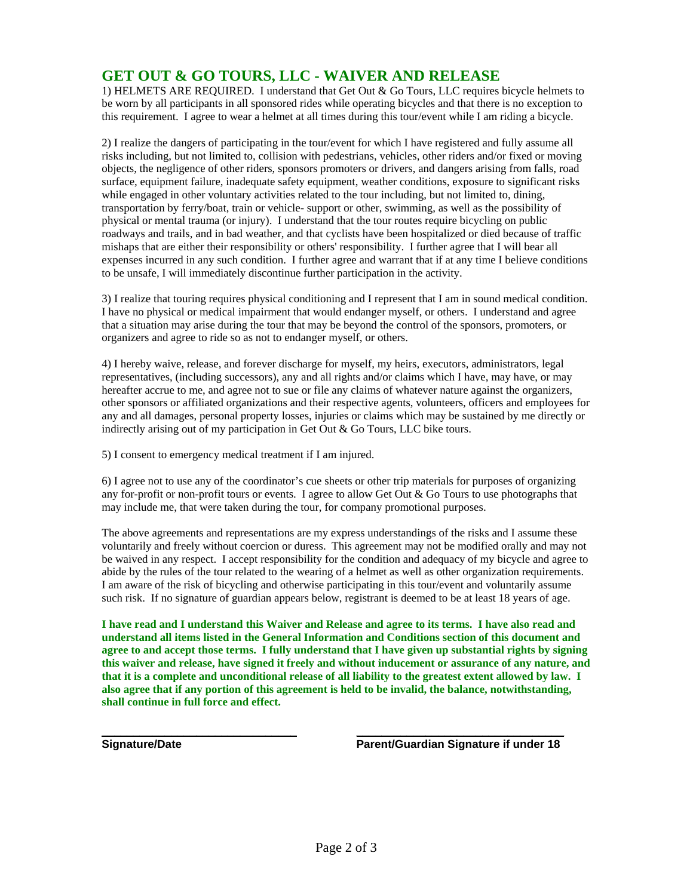## GET OUT & GO TOURS, LLC - WAIVER AND RELEASE

1) HELMETS ARE REQUIRED. I understand that Get Out & Go Tours, LLC requires bicycle helmets to be worn by all participants in all sponsored rides while operating bicycles and that there is no exception to this requirement. I agree to wear a helmet at all times during this tour/event while I am riding a bicycle.

2) I realize the dangers of participating in the tour/event for which I have registered and fully assume all risks including, but not limited to, collision with pedestrians, vehicles, other riders and/or fixed or moving objects, the negligence of other riders, sponsors promoters or drivers, and dangers arising from falls, road surface, equipment failure, inadequate safety equipment, weather conditions, exposure to significant risks while engaged in other voluntary activities related to the tour including, but not limited to, dining, transportation by ferry/boat, train or vehicle- support or other, swimming, as well as the possibility of physical or mental trauma (or injury). I understand that the tour routes require bicycling on public roadways and trails, and in bad weather, and that cyclists have been hospitalized or died because of traffic mishaps that are either their responsibility or others' responsibility. I further agree that I will bear all expenses incurred in any such condition. I further agree and warrant that if at any time I believe conditions to be unsafe, I will immediately discontinue further participation in the activity.

3) I realize that touring requires physical conditioning and I represent that I am in sound medical condition. I have no physical or medical impairment that would endanger myself, or others. I understand and agree that a situation may arise during the tour that may be beyond the control of the sponsors, promoters, or organizers and agree to ride so as not to endanger myself, or others.

4) I hereby waive, release, and forever discharge for myself, my heirs, executors, administrators, legal representatives, (including successors), any and all rights and/or claims which I have, may have, or may hereafter accrue to me, and agree not to sue or file any claims of whatever nature against the organizers, other sponsors or affiliated organizations and their respective agents, volunteers, officers and employees for any and all damages, personal property losses, injuries or claims which may be sustained by me directly or indirectly arising out of my participation in Get Out & Go Tours, LLC bike tours.

5) I consent to emergency medical treatment if I am injured.

6) I agree not to use any of the coordinator's cue sheets or other trip materials for purposes of organizing any for-profit or non-profit tours or events. I agree to allow Get Out & Go Tours to use photographs that may include me, that were taken during the tour, for company promotional purposes.

The above agreements and representations are my express understandings of the risks and I assume these voluntarily and freely without coercion or duress. This agreement may not be modified orally and may not be waived in any respect. I accept responsibility for the condition and adequacy of my bicycle and agree to abide by the rules of the tour related to the wearing of a helmet as well as other organization requirements. I am aware of the risk of bicycling and otherwise participating in this tour/event and voluntarily assume such risk. If no signature of guardian appears below, registrant is deemed to be at least 18 years of age.

**I have read and I understand this Waiver and Release and agree to its terms. I have also read and understand all items listed in the General Information and Conditions section of this document and agree to and accept those terms. I fully understand that I have given up substantial rights by signing this waiver and release, have signed it freely and without inducement or assurance of any nature, and that it is a complete and unconditional release of all liability to the greatest extent allowed by law. I also agree that if any portion of this agreement is held to be invalid, the balance, notwithstanding, shall continue in full force and effect.**

\_\_\_\_\_\_\_\_\_\_\_\_\_\_\_\_\_\_\_\_\_\_\_\_\_\_\_\_\_\_\_\_ **Signature/Date**

\_\_\_\_\_\_\_\_\_\_\_\_\_\_\_\_\_\_\_\_\_\_\_\_\_\_\_\_\_\_\_\_ **Parent/Guardian Signature if under 18**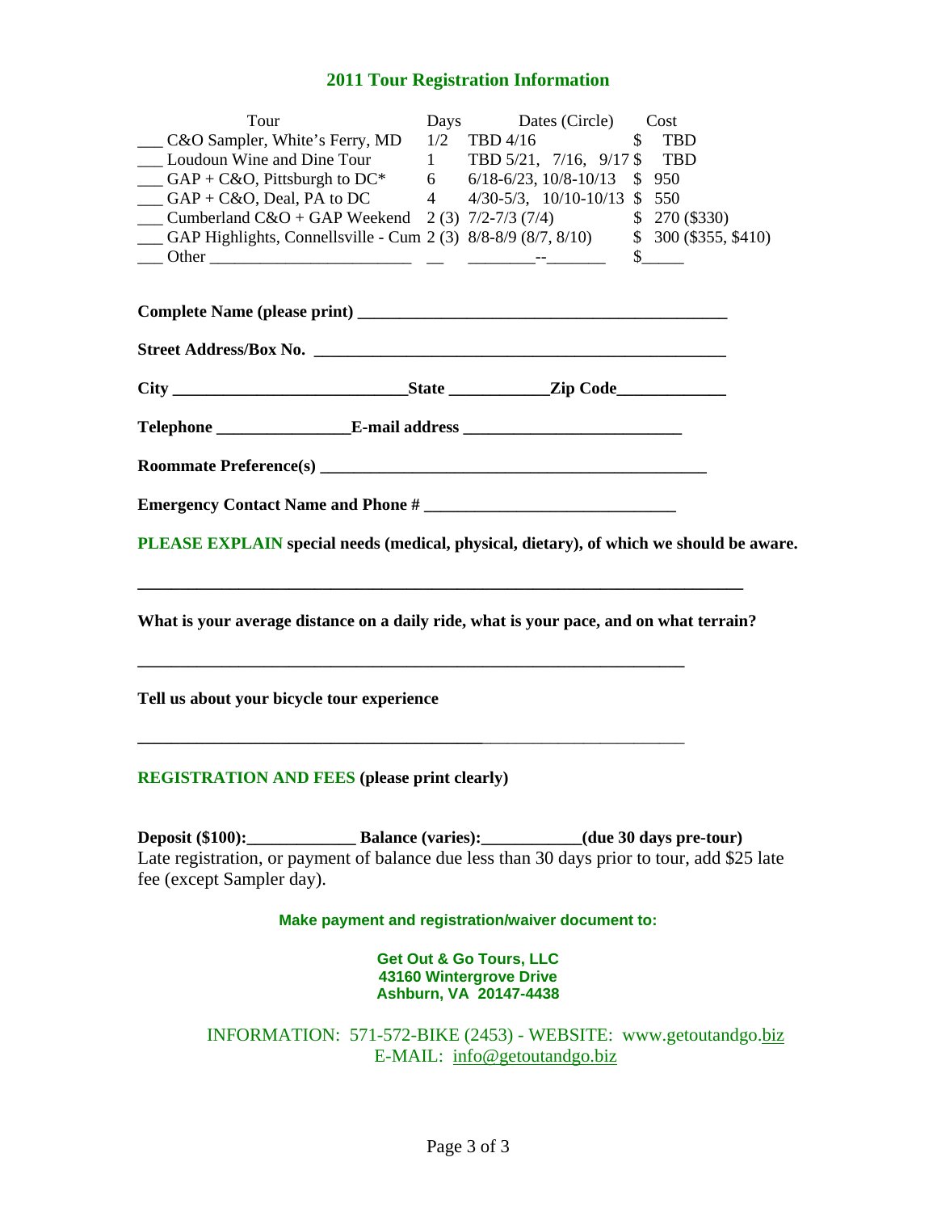## 2011 Tour Registration Information

| Tour | Days | Dates (Circle) | Cost |
|---|---|---|---|
| ___ C&O Sampler, White's Ferry, MD | 1/2 | TBD 4/16 | $ TBD |
| ___ Loudoun Wine and Dine Tour | 1 | TBD 5/21, 7/16, 9/17 | $ TBD |
| ___ GAP + C&O, Pittsburgh to DC* | 6 | 6/18-6/23, 10/8-10/13 | $ 950 |
| ___ GAP + C&O, Deal, PA to DC | 4 | 4/30-5/3, 10/10-10/13 | $ 550 |
| ___ Cumberland C&O + GAP Weekend | 2 (3) | 7/2-7/3 (7/4) | $ 270 ($330) |
| ___ GAP Highlights, Connellsville - Cum | 2 (3) | 8/8-8/9 (8/7, 8/10) | $ 300 ($355, $410) |
| ___ Other ________________________ | __ | ________--_______ | $_____ |

**Complete Name (please print)** ___________________________________________

**Street Address/Box No.** ________________________________________________

**City** ___________________________**State** ___________**Zip Code**____________

**Telephone** _______________**E-mail address** _________________________

**Roommate Preference(s)** ____________________________________________

**Emergency Contact Name and Phone #** _____________________________

**PLEASE EXPLAIN special needs (medical, physical, dietary), of which we should be aware.**

______________________________________________________________________

**What is your average distance on a daily ride, what is your pace, and on what terrain?**

_________________________________________________________________

**Tell us about your bicycle tour experience**

_________________________________________________________________

**REGISTRATION AND FEES (please print clearly)**

**Deposit ($100):**_____________ **Balance (varies):**___________**(due 30 days pre-tour)**
Late registration, or payment of balance due less than 30 days prior to tour, add $25 late fee (except Sampler day).

**Make payment and registration/waiver document to:**

**Get Out & Go Tours, LLC**
**43160 Wintergrove Drive**
**Ashburn, VA 20147-4438**

INFORMATION: 571-572-BIKE (2453) - WEBSITE: www.getoutandgo.biz
E-MAIL: info@getoutandgo.biz